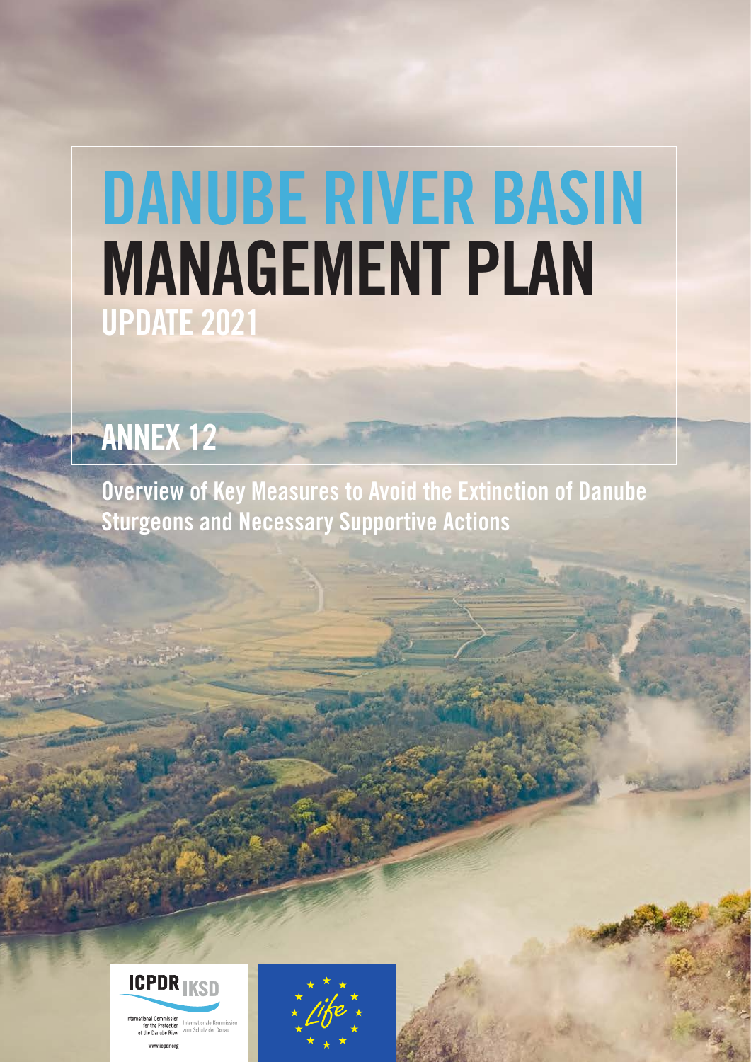# DANUBE RIVER BASIN MANAGEMENT PLAN

## UPDATE 2021

## ANNEX 12

Overview of Key Measures to Avoid the Extinction of Danube Sturgeons and Necessary Supportive Actions

ICPDR IKSD

International Commission for the Protection of the Danube River
Internationale Kommission zum Schutz der Donau

www.icpdr.org

Life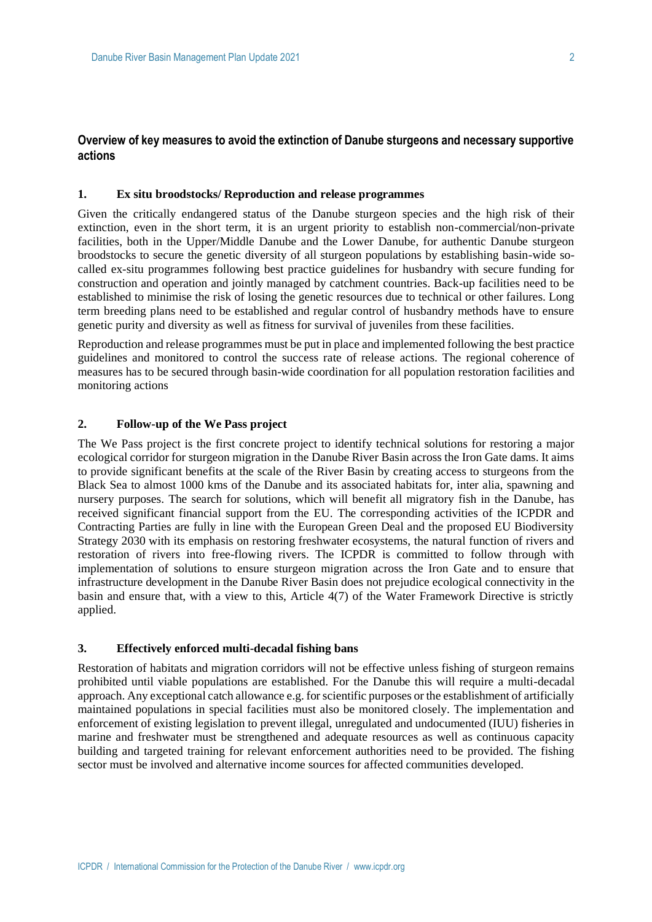## Overview of key measures to avoid the extinction of Danube sturgeons and necessary supportive actions

### 1. Ex situ broodstocks/ Reproduction and release programmes

Given the critically endangered status of the Danube sturgeon species and the high risk of their extinction, even in the short term, it is an urgent priority to establish non-commercial/non-private facilities, both in the Upper/Middle Danube and the Lower Danube, for authentic Danube sturgeon broodstocks to secure the genetic diversity of all sturgeon populations by establishing basin-wide so-called ex-situ programmes following best practice guidelines for husbandry with secure funding for construction and operation and jointly managed by catchment countries. Back-up facilities need to be established to minimise the risk of losing the genetic resources due to technical or other failures. Long term breeding plans need to be established and regular control of husbandry methods have to ensure genetic purity and diversity as well as fitness for survival of juveniles from these facilities.

Reproduction and release programmes must be put in place and implemented following the best practice guidelines and monitored to control the success rate of release actions. The regional coherence of measures has to be secured through basin-wide coordination for all population restoration facilities and monitoring actions

### 2. Follow-up of the We Pass project

The We Pass project is the first concrete project to identify technical solutions for restoring a major ecological corridor for sturgeon migration in the Danube River Basin across the Iron Gate dams. It aims to provide significant benefits at the scale of the River Basin by creating access to sturgeons from the Black Sea to almost 1000 kms of the Danube and its associated habitats for, inter alia, spawning and nursery purposes. The search for solutions, which will benefit all migratory fish in the Danube, has received significant financial support from the EU. The corresponding activities of the ICPDR and Contracting Parties are fully in line with the European Green Deal and the proposed EU Biodiversity Strategy 2030 with its emphasis on restoring freshwater ecosystems, the natural function of rivers and restoration of rivers into free-flowing rivers. The ICPDR is committed to follow through with implementation of solutions to ensure sturgeon migration across the Iron Gate and to ensure that infrastructure development in the Danube River Basin does not prejudice ecological connectivity in the basin and ensure that, with a view to this, Article 4(7) of the Water Framework Directive is strictly applied.

### 3. Effectively enforced multi-decadal fishing bans

Restoration of habitats and migration corridors will not be effective unless fishing of sturgeon remains prohibited until viable populations are established. For the Danube this will require a multi-decadal approach. Any exceptional catch allowance e.g. for scientific purposes or the establishment of artificially maintained populations in special facilities must also be monitored closely. The implementation and enforcement of existing legislation to prevent illegal, unregulated and undocumented (IUU) fisheries in marine and freshwater must be strengthened and adequate resources as well as continuous capacity building and targeted training for relevant enforcement authorities need to be provided. The fishing sector must be involved and alternative income sources for affected communities developed.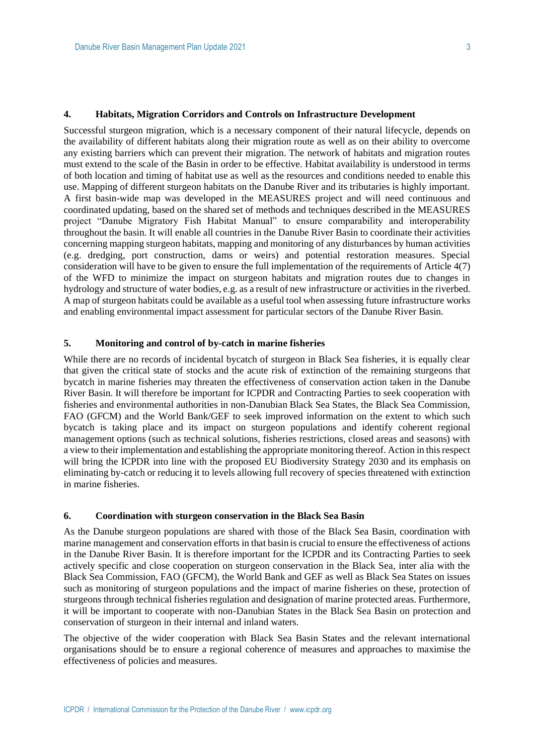## 4. Habitats, Migration Corridors and Controls on Infrastructure Development

Successful sturgeon migration, which is a necessary component of their natural lifecycle, depends on the availability of different habitats along their migration route as well as on their ability to overcome any existing barriers which can prevent their migration. The network of habitats and migration routes must extend to the scale of the Basin in order to be effective. Habitat availability is understood in terms of both location and timing of habitat use as well as the resources and conditions needed to enable this use. Mapping of different sturgeon habitats on the Danube River and its tributaries is highly important. A first basin-wide map was developed in the MEASURES project and will need continuous and coordinated updating, based on the shared set of methods and techniques described in the MEASURES project "Danube Migratory Fish Habitat Manual" to ensure comparability and interoperability throughout the basin. It will enable all countries in the Danube River Basin to coordinate their activities concerning mapping sturgeon habitats, mapping and monitoring of any disturbances by human activities (e.g. dredging, port construction, dams or weirs) and potential restoration measures. Special consideration will have to be given to ensure the full implementation of the requirements of Article 4(7) of the WFD to minimize the impact on sturgeon habitats and migration routes due to changes in hydrology and structure of water bodies, e.g. as a result of new infrastructure or activities in the riverbed. A map of sturgeon habitats could be available as a useful tool when assessing future infrastructure works and enabling environmental impact assessment for particular sectors of the Danube River Basin.

## 5. Monitoring and control of by-catch in marine fisheries

While there are no records of incidental bycatch of sturgeon in Black Sea fisheries, it is equally clear that given the critical state of stocks and the acute risk of extinction of the remaining sturgeons that bycatch in marine fisheries may threaten the effectiveness of conservation action taken in the Danube River Basin. It will therefore be important for ICPDR and Contracting Parties to seek cooperation with fisheries and environmental authorities in non-Danubian Black Sea States, the Black Sea Commission, FAO (GFCM) and the World Bank/GEF to seek improved information on the extent to which such bycatch is taking place and its impact on sturgeon populations and identify coherent regional management options (such as technical solutions, fisheries restrictions, closed areas and seasons) with a view to their implementation and establishing the appropriate monitoring thereof. Action in this respect will bring the ICPDR into line with the proposed EU Biodiversity Strategy 2030 and its emphasis on eliminating by-catch or reducing it to levels allowing full recovery of species threatened with extinction in marine fisheries.

## 6. Coordination with sturgeon conservation in the Black Sea Basin

As the Danube sturgeon populations are shared with those of the Black Sea Basin, coordination with marine management and conservation efforts in that basin is crucial to ensure the effectiveness of actions in the Danube River Basin. It is therefore important for the ICPDR and its Contracting Parties to seek actively specific and close cooperation on sturgeon conservation in the Black Sea, inter alia with the Black Sea Commission, FAO (GFCM), the World Bank and GEF as well as Black Sea States on issues such as monitoring of sturgeon populations and the impact of marine fisheries on these, protection of sturgeons through technical fisheries regulation and designation of marine protected areas. Furthermore, it will be important to cooperate with non-Danubian States in the Black Sea Basin on protection and conservation of sturgeon in their internal and inland waters.

The objective of the wider cooperation with Black Sea Basin States and the relevant international organisations should be to ensure a regional coherence of measures and approaches to maximise the effectiveness of policies and measures.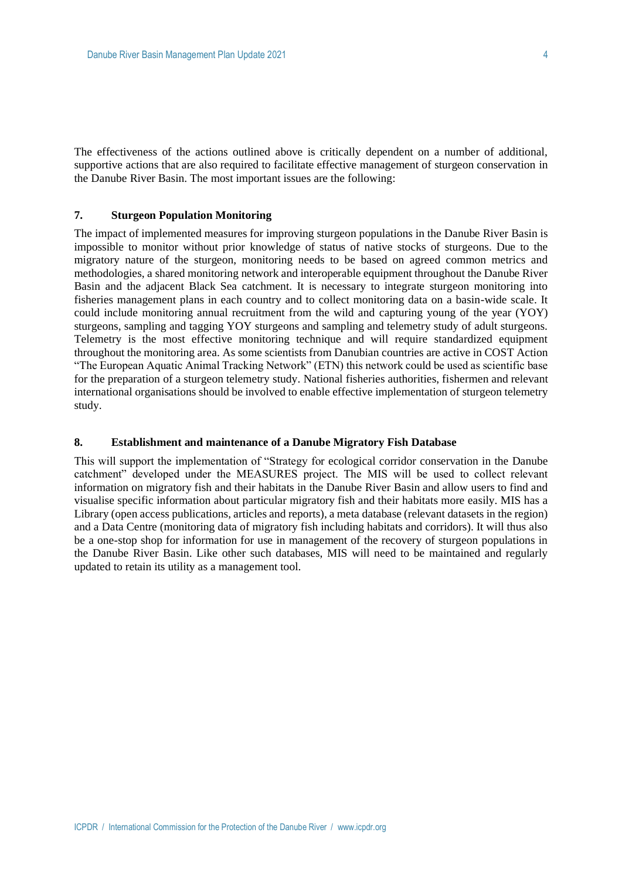The effectiveness of the actions outlined above is critically dependent on a number of additional, supportive actions that are also required to facilitate effective management of sturgeon conservation in the Danube River Basin. The most important issues are the following:

### 7. Sturgeon Population Monitoring

The impact of implemented measures for improving sturgeon populations in the Danube River Basin is impossible to monitor without prior knowledge of status of native stocks of sturgeons. Due to the migratory nature of the sturgeon, monitoring needs to be based on agreed common metrics and methodologies, a shared monitoring network and interoperable equipment throughout the Danube River Basin and the adjacent Black Sea catchment. It is necessary to integrate sturgeon monitoring into fisheries management plans in each country and to collect monitoring data on a basin-wide scale. It could include monitoring annual recruitment from the wild and capturing young of the year (YOY) sturgeons, sampling and tagging YOY sturgeons and sampling and telemetry study of adult sturgeons. Telemetry is the most effective monitoring technique and will require standardized equipment throughout the monitoring area. As some scientists from Danubian countries are active in COST Action "The European Aquatic Animal Tracking Network" (ETN) this network could be used as scientific base for the preparation of a sturgeon telemetry study. National fisheries authorities, fishermen and relevant international organisations should be involved to enable effective implementation of sturgeon telemetry study.

### 8. Establishment and maintenance of a Danube Migratory Fish Database

This will support the implementation of "Strategy for ecological corridor conservation in the Danube catchment" developed under the MEASURES project. The MIS will be used to collect relevant information on migratory fish and their habitats in the Danube River Basin and allow users to find and visualise specific information about particular migratory fish and their habitats more easily. MIS has a Library (open access publications, articles and reports), a meta database (relevant datasets in the region) and a Data Centre (monitoring data of migratory fish including habitats and corridors). It will thus also be a one-stop shop for information for use in management of the recovery of sturgeon populations in the Danube River Basin. Like other such databases, MIS will need to be maintained and regularly updated to retain its utility as a management tool.